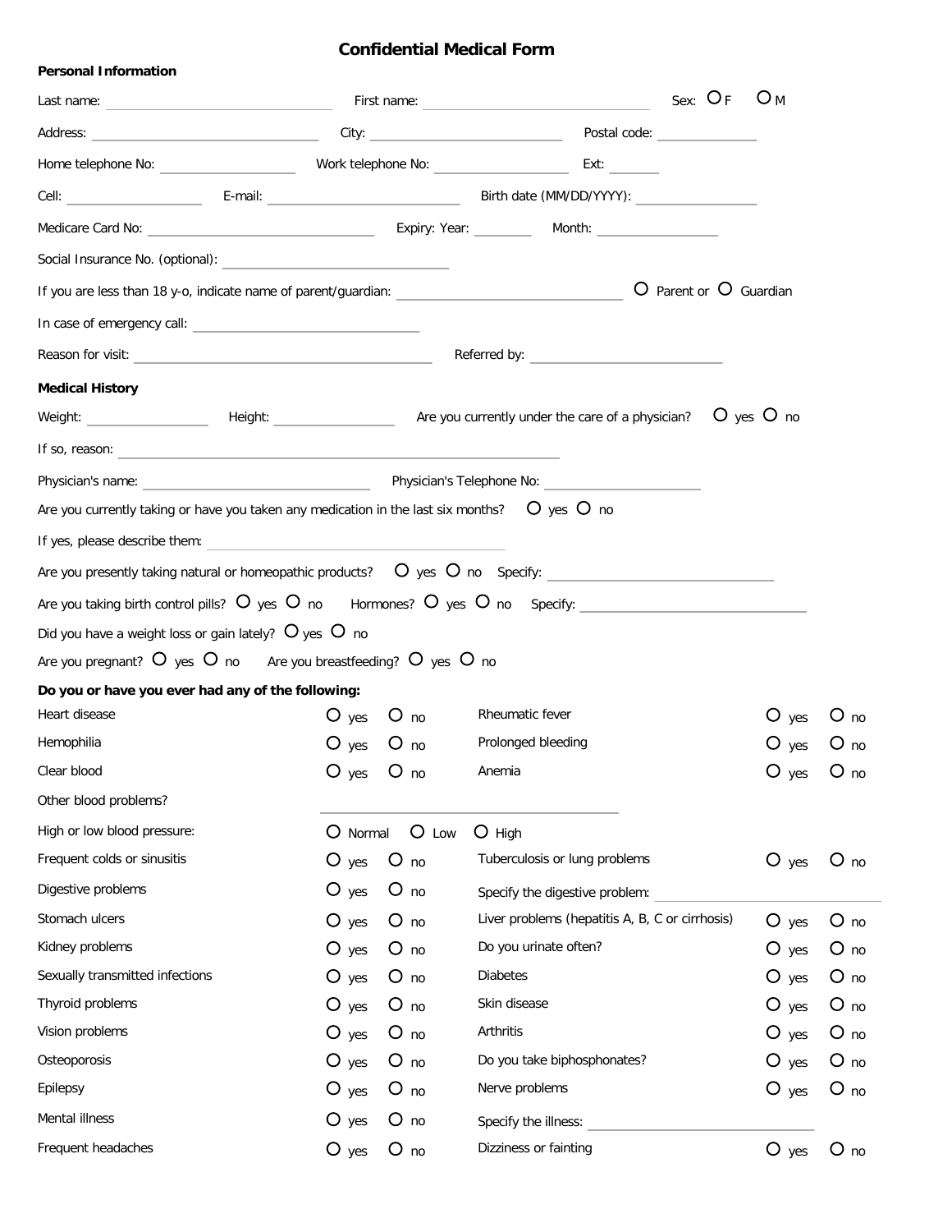# Confidential Medical Form

**Personal Information**

Last name: ______________________ First name: ______________________ Sex: O F O M

Address: ______________________ City: ____________________ Postal code: __________

Home telephone No: ______________ Work telephone No: ______________ Ext: ______

Cell: ______________ E-mail: ____________________ Birth date (MM/DD/YYYY): ______________

Medicare Card No: ______________________ Expiry: Year: ________ Month: ______________

Social Insurance No. (optional): ______________________

If you are less than 18 y-o, indicate name of parent/guardian: ______________________ O Parent or O Guardian

In case of emergency call: ______________________

Reason for visit: ______________________________ Referred by: ______________________

**Medical History**

Weight: ______________ Height: ______________ Are you currently under the care of a physician? O yes O no

If so, reason: ______________________________________________

Physician's name: ______________________ Physician's Telephone No: ______________________

Are you currently taking or have you taken any medication in the last six months? O yes O no

If yes, please describe them: ______________________________

Are you presently taking natural or homeopathic products? O yes O no Specify: ______________________

Are you taking birth control pills? O yes O no Hormones? O yes O no Specify: ______________________

Did you have a weight loss or gain lately? O yes O no

Are you pregnant? O yes O no Are you breastfeeding? O yes O no

**Do you or have you ever had any of the following:**

| | | | | |
|---|---|---|---|---|
| Heart disease | O yes O no | Rheumatic fever | O yes | O no |
| Hemophilia | O yes O no | Prolonged bleeding | O yes | O no |
| Clear blood | O yes O no | Anemia | O yes | O no |
| Other blood problems? | ______________________ | | | |
| High or low blood pressure: | O Normal O Low O High | | | |
| Frequent colds or sinusitis | O yes O no | Tuberculosis or lung problems | O yes | O no |
| Digestive problems | O yes O no | Specify the digestive problem: ______________ | | |
| Stomach ulcers | O yes O no | Liver problems (hepatitis A, B, C or cirrhosis) | O yes | O no |
| Kidney problems | O yes O no | Do you urinate often? | O yes | O no |
| Sexually transmitted infections | O yes O no | Diabetes | O yes | O no |
| Thyroid problems | O yes O no | Skin disease | O yes | O no |
| Vision problems | O yes O no | Arthritis | O yes | O no |
| Osteoporosis | O yes O no | Do you take biphosphonates? | O yes | O no |
| Epilepsy | O yes O no | Nerve problems | O yes | O no |
| Mental illness | O yes O no | Specify the illness: ______________ | | |
| Frequent headaches | O yes O no | Dizziness or fainting | O yes | O no |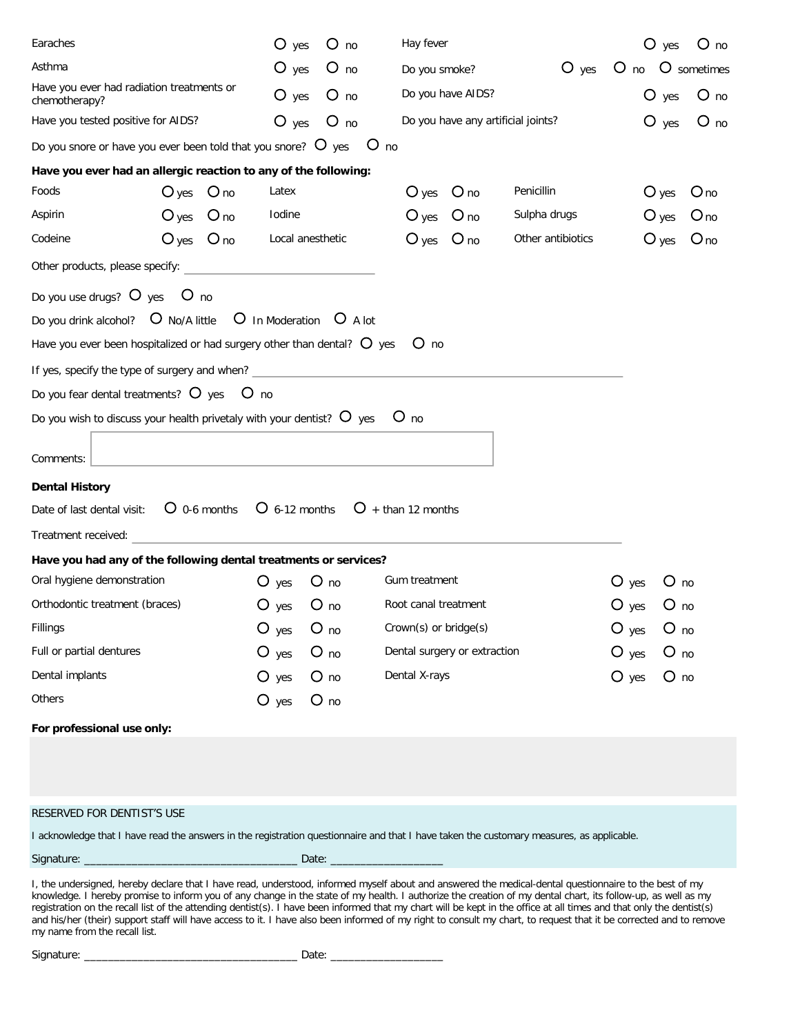| | | | |
|---|---|---|---|
| Earaches | O yes O no | Hay fever | O yes O no |
| Asthma | O yes O no | Do you smoke? | O yes O no O sometimes |
| Have you ever had radiation treatments or chemotherapy? | O yes O no | Do you have AIDS? | O yes O no |
| Have you tested positive for AIDS? | O yes O no | Do you have any artificial joints? | O yes O no |

Do you snore or have you ever been told that you snore? O yes O no

**Have you ever had an allergic reaction to any of the following:**

| | | | | | |
|---|---|---|---|---|---|
| Foods | O yes O no | Latex | O yes O no | Penicillin | O yes O no |
| Aspirin | O yes O no | Iodine | O yes O no | Sulpha drugs | O yes O no |
| Codeine | O yes O no | Local anesthetic | O yes O no | Other antibiotics | O yes O no |

Other products, please specify: ______________________________

Do you use drugs? O yes O no

Do you drink alcohol? O No/A little O In Moderation O A lot

Have you ever been hospitalized or had surgery other than dental? O yes O no

If yes, specify the type of surgery and when? ______________________________

Do you fear dental treatments? O yes O no

Do you wish to discuss your health privetaly with your dentist? O yes O no

Comments: ______________________________

**Dental History**

Date of last dental visit: O 0-6 months O 6-12 months O + than 12 months

Treatment received: ______________________________

**Have you had any of the following dental treatments or services?**

| | | | |
|---|---|---|---|
| Oral hygiene demonstration | O yes O no | Gum treatment | O yes O no |
| Orthodontic treatment (braces) | O yes O no | Root canal treatment | O yes O no |
| Fillings | O yes O no | Crown(s) or bridge(s) | O yes O no |
| Full or partial dentures | O yes O no | Dental surgery or extraction | O yes O no |
| Dental implants | O yes O no | Dental X-rays | O yes O no |
| Others | O yes O no | | |

**For professional use only:**

RESERVED FOR DENTIST'S USE

I acknowledge that I have read the answers in the registration questionnaire and that I have taken the customary measures, as applicable.

Signature: ___________________________________ Date: ___________________

I, the undersigned, hereby declare that I have read, understood, informed myself about and answered the medical-dental questionnaire to the best of my knowledge. I hereby promise to inform you of any change in the state of my health. I authorize the creation of my dental chart, its follow-up, as well as my registration on the recall list of the attending dentist(s). I have been informed that my chart will be kept in the office at all times and that only the dentist(s) and his/her (their) support staff will have access to it. I have also been informed of my right to consult my chart, to request that it be corrected and to remove my name from the recall list.

Signature: ___________________________________ Date: ___________________